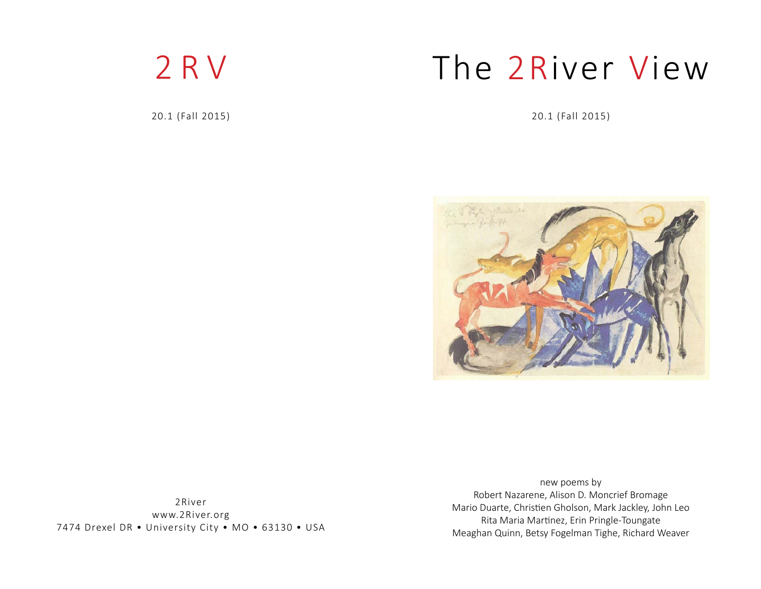# 2RV

20.1 (Fall 2015)

2River
www.2River.org
7474 Drexel DR • University City • MO • 63130 • USA

# The 2River View

20.1 (Fall 2015)

new poems by
Robert Nazarene, Alison D. Moncrief Bromage
Mario Duarte, Christien Gholson, Mark Jackley, John Leo
Rita Maria Martinez, Erin Pringle-Toungate
Meaghan Quinn, Betsy Fogelman Tighe, Richard Weaver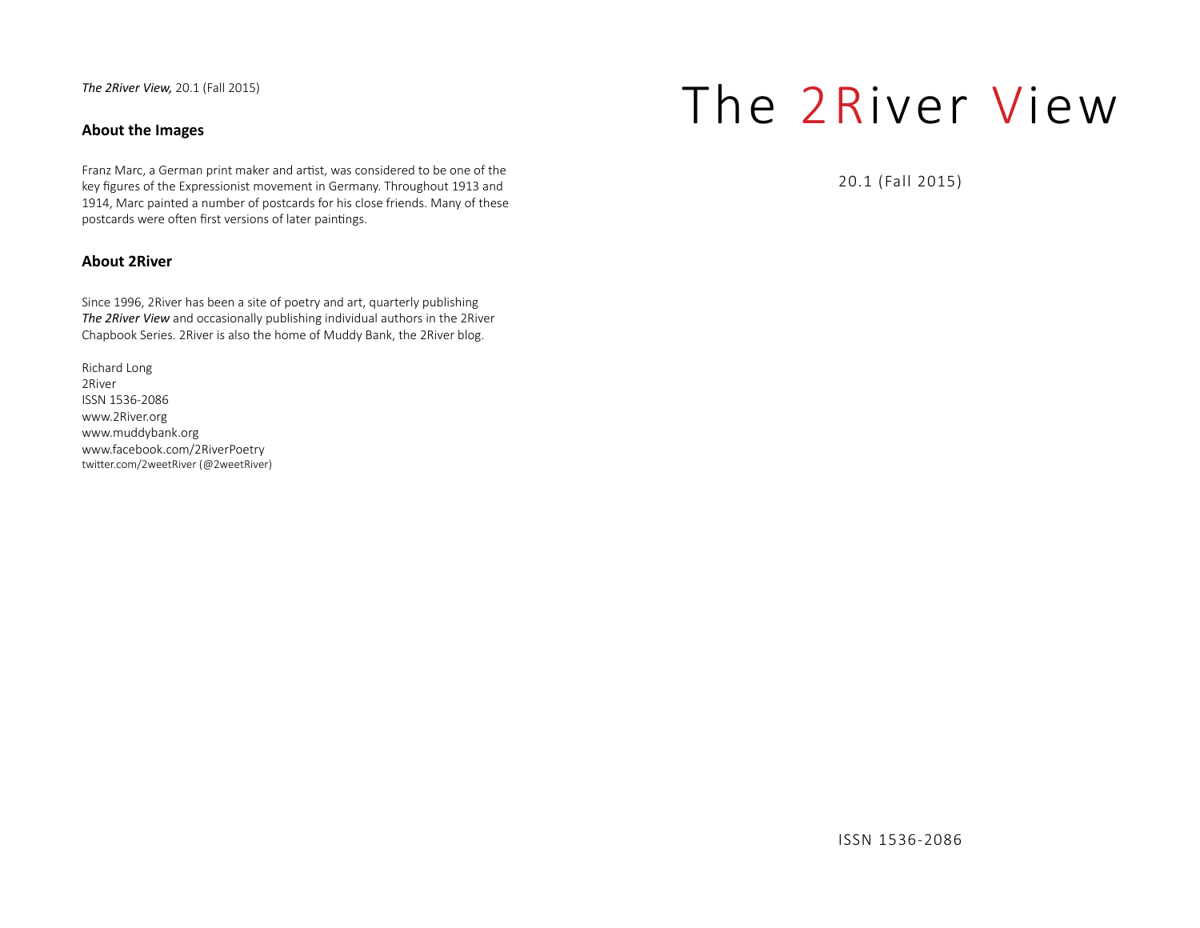*The 2River View,* 20.1 (Fall 2015)

## About the Images

Franz Marc, a German print maker and artist, was considered to be one of the key figures of the Expressionist movement in Germany. Throughout 1913 and 1914, Marc painted a number of postcards for his close friends. Many of these postcards were often first versions of later paintings.

## About 2River

Since 1996, 2River has been a site of poetry and art, quarterly publishing ***The 2River View*** and occasionally publishing individual authors in the 2River Chapbook Series. 2River is also the home of Muddy Bank, the 2River blog.

Richard Long
2River
ISSN 1536-2086
www.2River.org
www.muddybank.org
www.facebook.com/2RiverPoetry
twitter.com/2weetRiver (@2weetRiver)

# The 2River View

20.1 (Fall 2015)

ISSN 1536-2086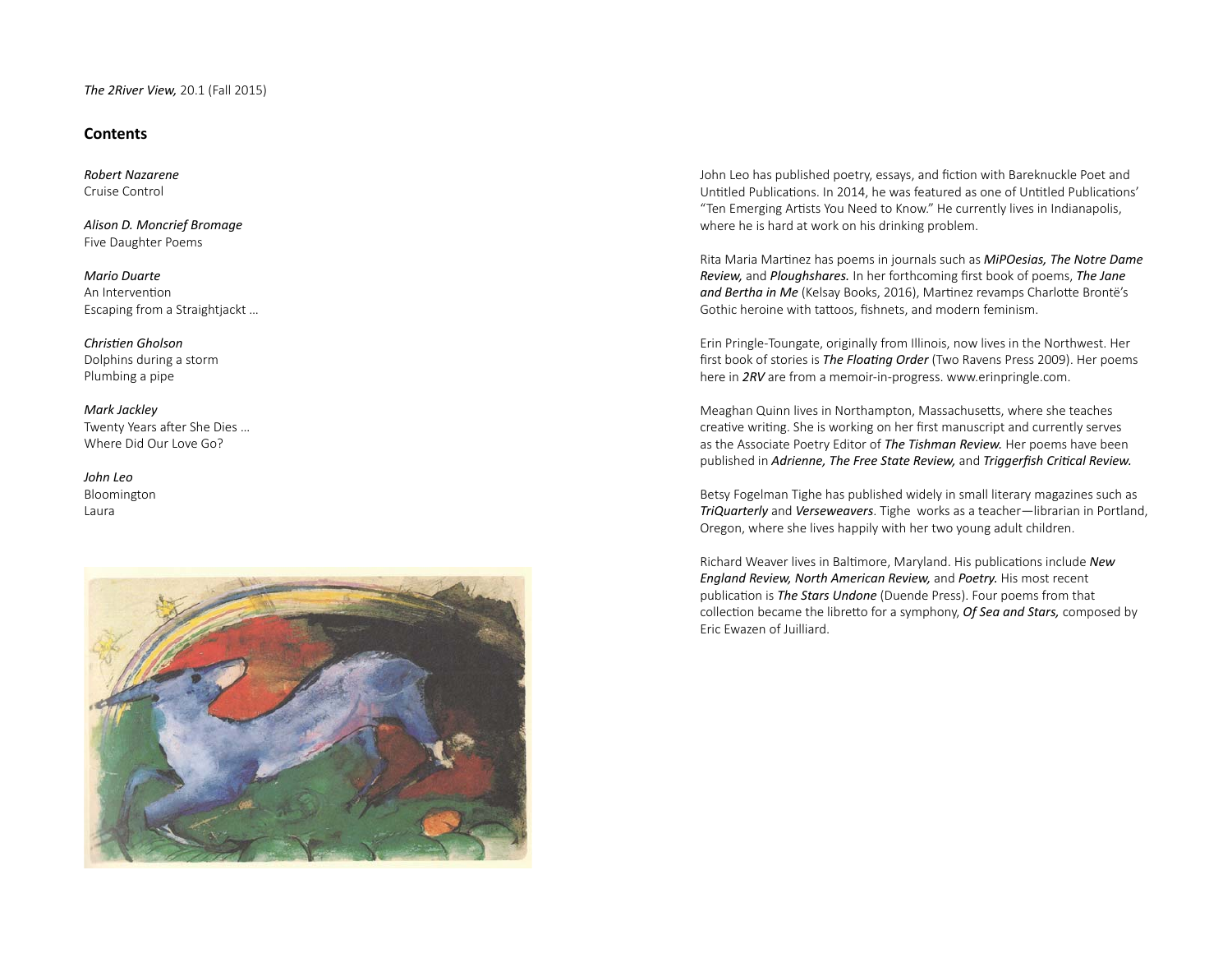*The 2River View,* 20.1 (Fall 2015)

## Contents

*Robert Nazarene*
Cruise Control

*Alison D. Moncrief Bromage*
Five Daughter Poems

*Mario Duarte*
An Intervention
Escaping from a Straightjackt …

*Christien Gholson*
Dolphins during a storm
Plumbing a pipe

*Mark Jackley*
Twenty Years after She Dies …
Where Did Our Love Go?

*John Leo*
Bloomington
Laura

John Leo has published poetry, essays, and fiction with Bareknuckle Poet and Untitled Publications. In 2014, he was featured as one of Untitled Publications' "Ten Emerging Artists You Need to Know." He currently lives in Indianapolis, where he is hard at work on his drinking problem.

Rita Maria Martinez has poems in journals such as ***MiPOesias, The Notre Dame Review,*** and ***Ploughshares.*** In her forthcoming first book of poems, ***The Jane and Bertha in Me*** (Kelsay Books, 2016), Martinez revamps Charlotte Brontë's Gothic heroine with tattoos, fishnets, and modern feminism.

Erin Pringle-Toungate, originally from Illinois, now lives in the Northwest. Her first book of stories is ***The Floating Order*** (Two Ravens Press 2009). Her poems here in ***2RV*** are from a memoir-in-progress. www.erinpringle.com.

Meaghan Quinn lives in Northampton, Massachusetts, where she teaches creative writing. She is working on her first manuscript and currently serves as the Associate Poetry Editor of ***The Tishman Review.*** Her poems have been published in ***Adrienne, The Free State Review,*** and ***Triggerfish Critical Review.***

Betsy Fogelman Tighe has published widely in small literary magazines such as ***TriQuarterly*** and ***Verseweavers***. Tighe works as a teacher—librarian in Portland, Oregon, where she lives happily with her two young adult children.

Richard Weaver lives in Baltimore, Maryland. His publications include ***New England Review, North American Review,*** and ***Poetry.*** His most recent publication is ***The Stars Undone*** (Duende Press). Four poems from that collection became the libretto for a symphony, ***Of Sea and Stars,*** composed by Eric Ewazen of Juilliard.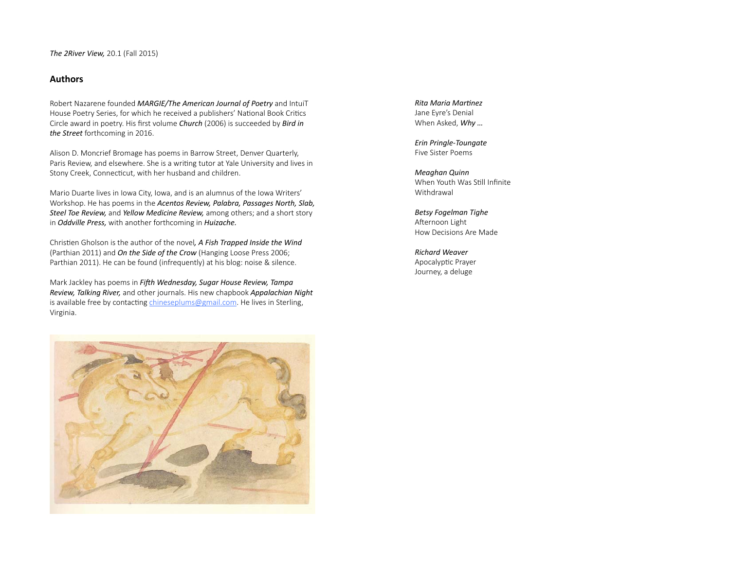*The 2River View,* 20.1 (Fall 2015)

## Authors

Robert Nazarene founded ***MARGIE/The American Journal of Poetry*** and IntuiT House Poetry Series, for which he received a publishers' National Book Critics Circle award in poetry. His first volume ***Church*** (2006) is succeeded by ***Bird in the Street*** forthcoming in 2016.

Alison D. Moncrief Bromage has poems in Barrow Street, Denver Quarterly, Paris Review, and elsewhere. She is a writing tutor at Yale University and lives in Stony Creek, Connecticut, with her husband and children.

Mario Duarte lives in Iowa City, Iowa, and is an alumnus of the Iowa Writers' Workshop. He has poems in the ***Acentos Review, Palabra, Passages North, Slab, Steel Toe Review,*** and ***Yellow Medicine Review,*** among others; and a short story in ***Oddville Press,*** with another forthcoming in ***Huizache.***

Christien Gholson is the author of the novel***, A Fish Trapped Inside the Wind*** (Parthian 2011) and ***On the Side of the Crow*** (Hanging Loose Press 2006; Parthian 2011). He can be found (infrequently) at his blog: noise & silence.

Mark Jackley has poems in ***Fifth Wednesday, Sugar House Review, Tampa Review, Talking River,*** and other journals. His new chapbook ***Appalachian Night*** is available free by contacting chineseplums@gmail.com. He lives in Sterling, Virginia.

***Rita Maria Martinez***
Jane Eyre's Denial
When Asked, ***Why …***

***Erin Pringle-Toungate***
Five Sister Poems

***Meaghan Quinn***
When Youth Was Still Infinite
Withdrawal

***Betsy Fogelman Tighe***
Afternoon Light
How Decisions Are Made

***Richard Weaver***
Apocalyptic Prayer
Journey, a deluge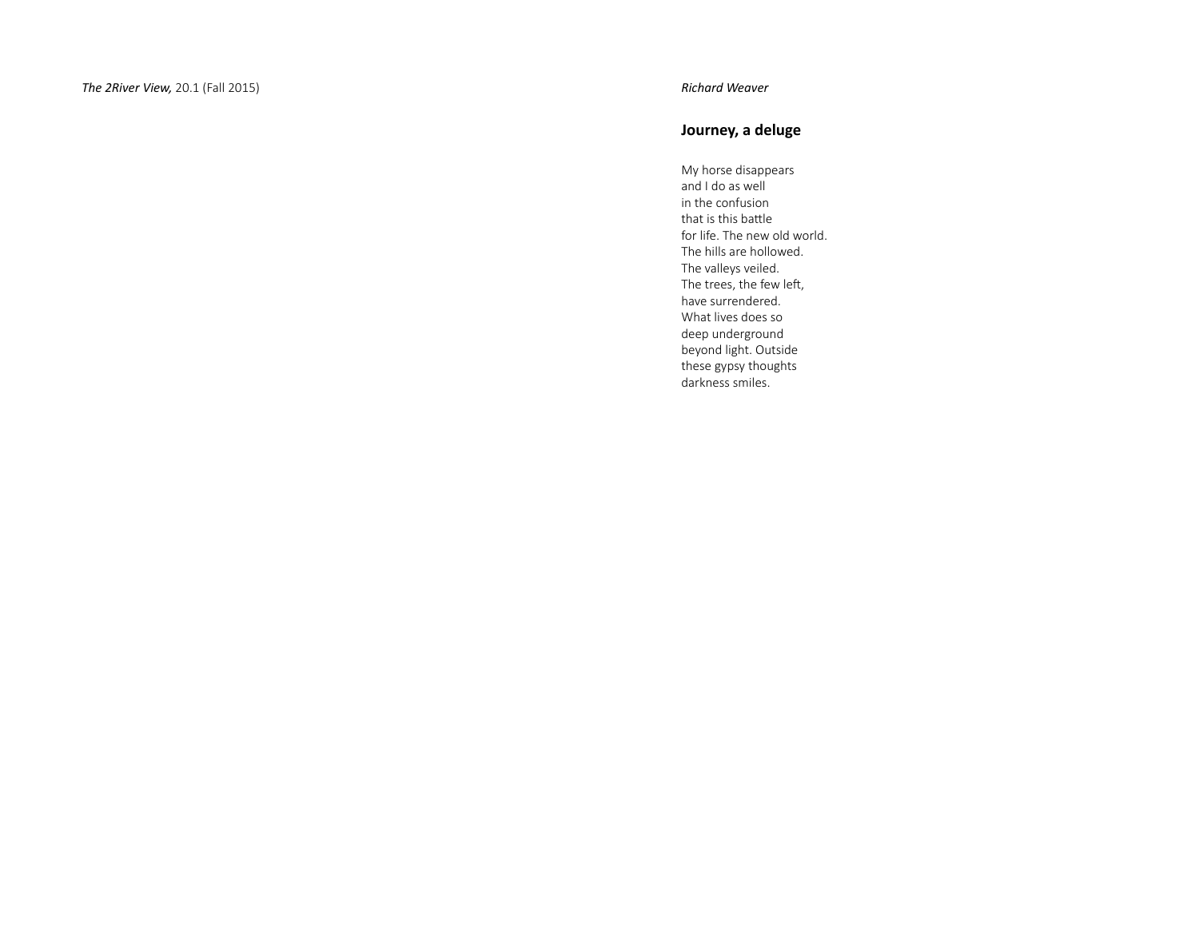*Richard Weaver*

## Journey, a deluge

My horse disappears  
and I do as well  
in the confusion  
that is this battle  
for life. The new old world.  
The hills are hollowed.  
The valleys veiled.  
The trees, the few left,  
have surrendered.  
What lives does so  
deep underground  
beyond light. Outside  
these gypsy thoughts  
darkness smiles.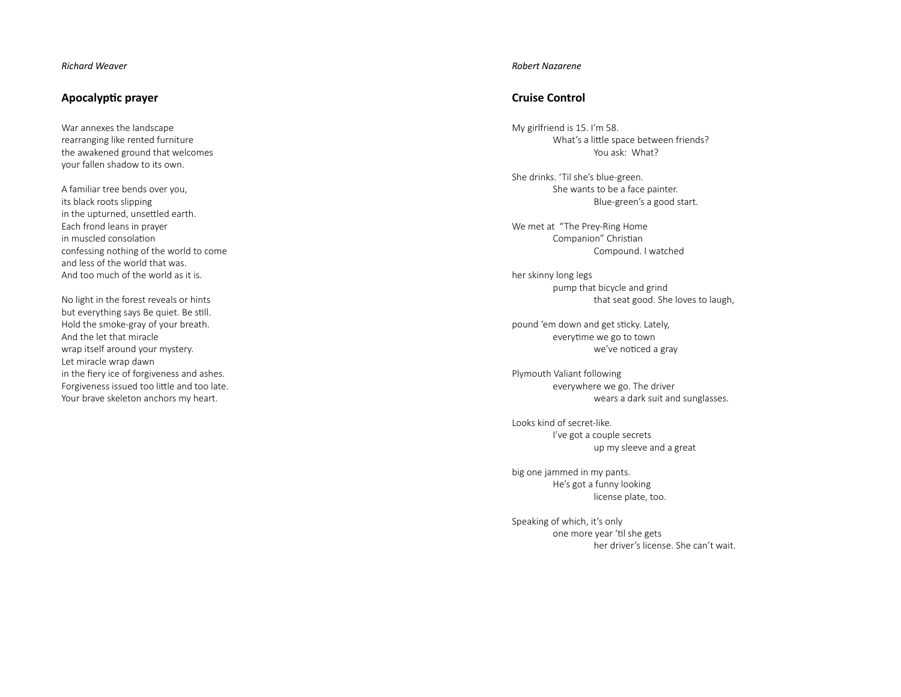*Richard Weaver*

## Apocalyptic prayer

War annexes the landscape
rearranging like rented furniture
the awakened ground that welcomes
your fallen shadow to its own.

A familiar tree bends over you,
its black roots slipping
in the upturned, unsettled earth.
Each frond leans in prayer
in muscled consolation
confessing nothing of the world to come
and less of the world that was.
And too much of the world as it is.

No light in the forest reveals or hints
but everything says Be quiet. Be still.
Hold the smoke-gray of your breath.
And the let that miracle
wrap itself around your mystery.
Let miracle wrap dawn
in the fiery ice of forgiveness and ashes.
Forgiveness issued too little and too late.
Your brave skeleton anchors my heart.

*Robert Nazarene*

## Cruise Control

My girlfriend is 15. I'm 58.
What's a little space between friends?
You ask:  What?

She drinks. 'Til she's blue-green.
She wants to be a face painter.
Blue-green's a good start.

We met at  "The Prey-Ring Home
Companion" Christian
Compound. I watched

her skinny long legs
pump that bicycle and grind
that seat good. She loves to laugh,

pound 'em down and get sticky. Lately,
everytime we go to town
we've noticed a gray

Plymouth Valiant following
everywhere we go. The driver
wears a dark suit and sunglasses.

Looks kind of secret-like.
I've got a couple secrets
up my sleeve and a great

big one jammed in my pants.
He's got a funny looking
license plate, too.

Speaking of which, it's only
one more year 'til she gets
her driver's license. She can't wait.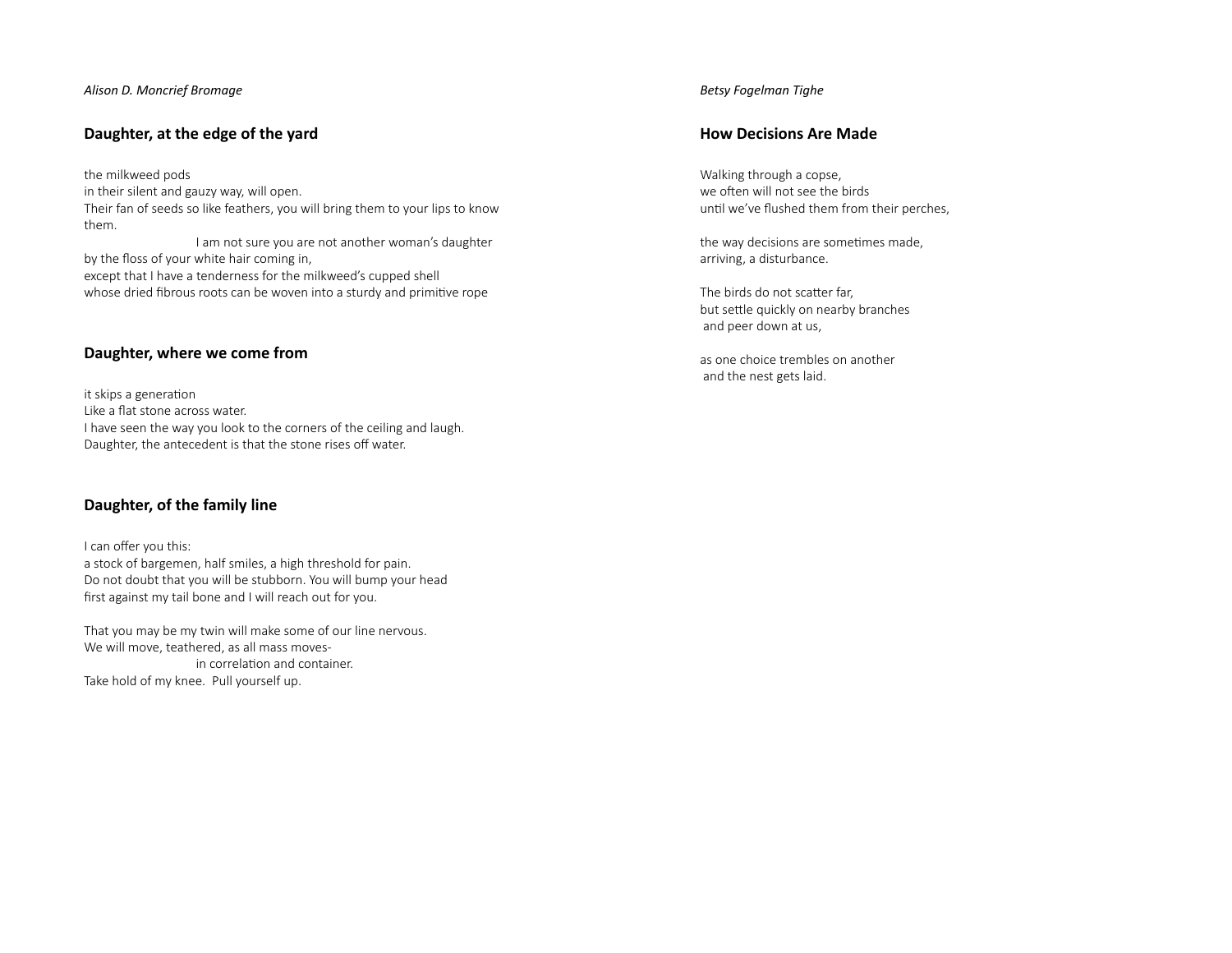*Alison D. Moncrief Bromage*

## Daughter, at the edge of the yard

the milkweed pods  
in their silent and gauzy way, will open.  
Their fan of seeds so like feathers, you will bring them to your lips to know them.  
I am not sure you are not another woman's daughter  
by the floss of your white hair coming in,  
except that I have a tenderness for the milkweed's cupped shell  
whose dried fibrous roots can be woven into a sturdy and primitive rope

## Daughter, where we come from

it skips a generation  
Like a flat stone across water.  
I have seen the way you look to the corners of the ceiling and laugh.  
Daughter, the antecedent is that the stone rises off water.

## Daughter, of the family line

I can offer you this:  
a stock of bargemen, half smiles, a high threshold for pain.  
Do not doubt that you will be stubborn. You will bump your head  
first against my tail bone and I will reach out for you.

That you may be my twin will make some of our line nervous.  
We will move, teathered, as all mass moves-  
in correlation and container.  
Take hold of my knee. Pull yourself up.

*Betsy Fogelman Tighe*

## How Decisions Are Made

Walking through a copse,  
we often will not see the birds  
until we've flushed them from their perches,

the way decisions are sometimes made,  
arriving, a disturbance.

The birds do not scatter far,  
but settle quickly on nearby branches  
and peer down at us,

as one choice trembles on another  
and the nest gets laid.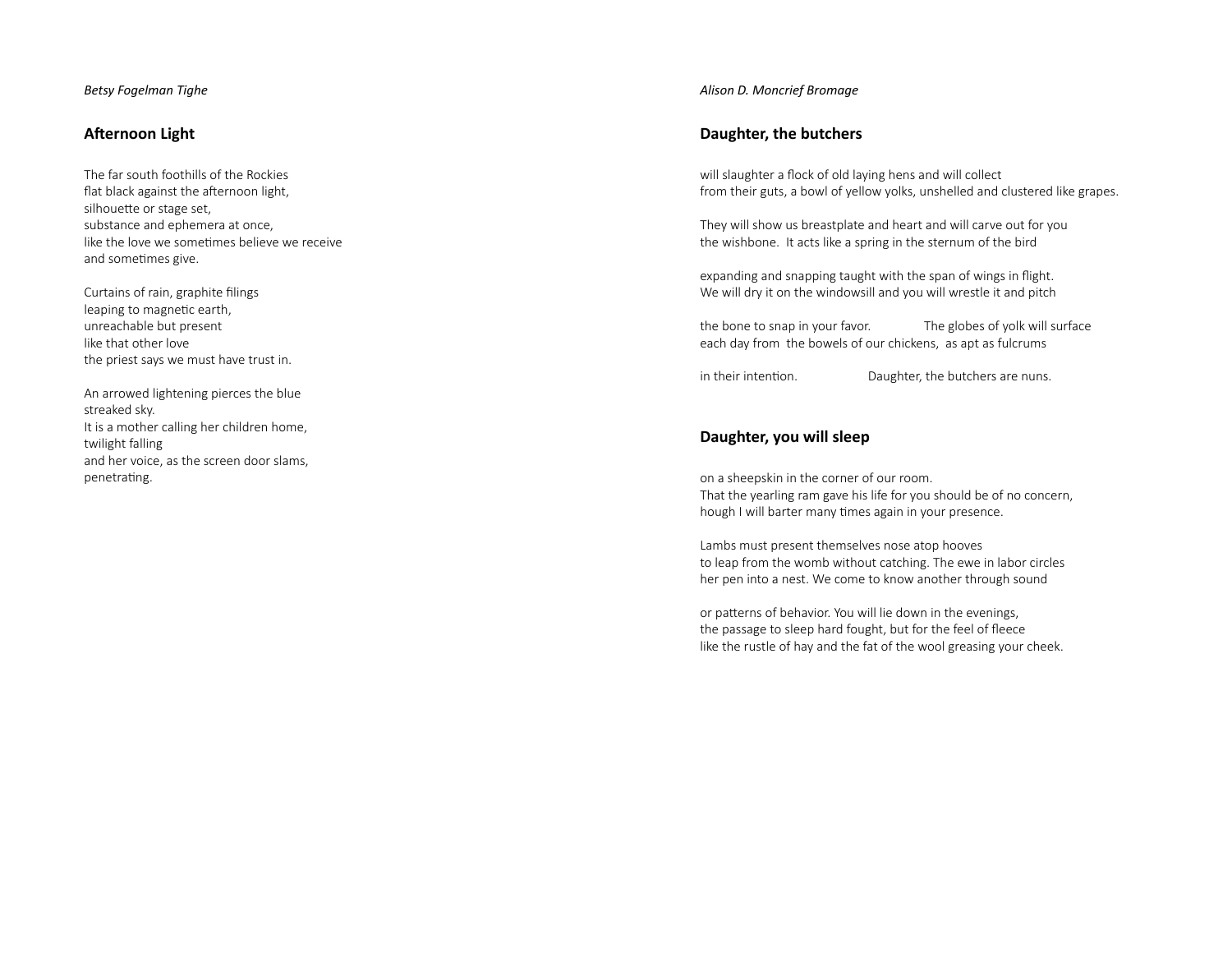*Betsy Fogelman Tighe*

## Afternoon Light

The far south foothills of the Rockies  
flat black against the afternoon light,  
silhouette or stage set,  
substance and ephemera at once,  
like the love we sometimes believe we receive  
and sometimes give.

Curtains of rain, graphite filings  
leaping to magnetic earth,  
unreachable but present  
like that other love  
the priest says we must have trust in.

An arrowed lightening pierces the blue  
streaked sky.  
It is a mother calling her children home,  
twilight falling  
and her voice, as the screen door slams,  
penetrating.

*Alison D. Moncrief Bromage*

## Daughter, the butchers

will slaughter a flock of old laying hens and will collect  
from their guts, a bowl of yellow yolks, unshelled and clustered like grapes.

They will show us breastplate and heart and will carve out for you  
the wishbone.  It acts like a spring in the sternum of the bird

expanding and snapping taught with the span of wings in flight.  
We will dry it on the windowsill and you will wrestle it and pitch

the bone to snap in your favor.              The globes of yolk will surface  
each day from  the bowels of our chickens,  as apt as fulcrums

in their intention.                    Daughter, the butchers are nuns.

## Daughter, you will sleep

on a sheepskin in the corner of our room.  
That the yearling ram gave his life for you should be of no concern,  
hough I will barter many times again in your presence.

Lambs must present themselves nose atop hooves  
to leap from the womb without catching. The ewe in labor circles  
her pen into a nest. We come to know another through sound

or patterns of behavior. You will lie down in the evenings,  
the passage to sleep hard fought, but for the feel of fleece  
like the rustle of hay and the fat of the wool greasing your cheek.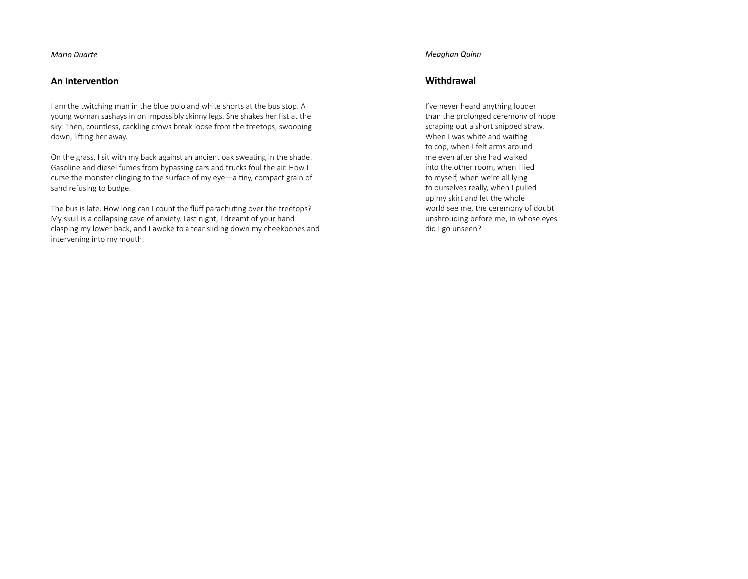*Mario Duarte*

## An Intervention

I am the twitching man in the blue polo and white shorts at the bus stop. A young woman sashays in on impossibly skinny legs. She shakes her fist at the sky. Then, countless, cackling crows break loose from the treetops, swooping down, lifting her away.

On the grass, I sit with my back against an ancient oak sweating in the shade. Gasoline and diesel fumes from bypassing cars and trucks foul the air. How I curse the monster clinging to the surface of my eye—a tiny, compact grain of sand refusing to budge.

The bus is late. How long can I count the fluff parachuting over the treetops? My skull is a collapsing cave of anxiety. Last night, I dreamt of your hand clasping my lower back, and I awoke to a tear sliding down my cheekbones and intervening into my mouth.

*Meaghan Quinn*

## Withdrawal

I've never heard anything louder  
than the prolonged ceremony of hope  
scraping out a short snipped straw.  
When I was white and waiting  
to cop, when I felt arms around  
me even after she had walked  
into the other room, when I lied  
to myself, when we're all lying  
to ourselves really, when I pulled  
up my skirt and let the whole  
world see me, the ceremony of doubt  
unshrouding before me, in whose eyes  
did I go unseen?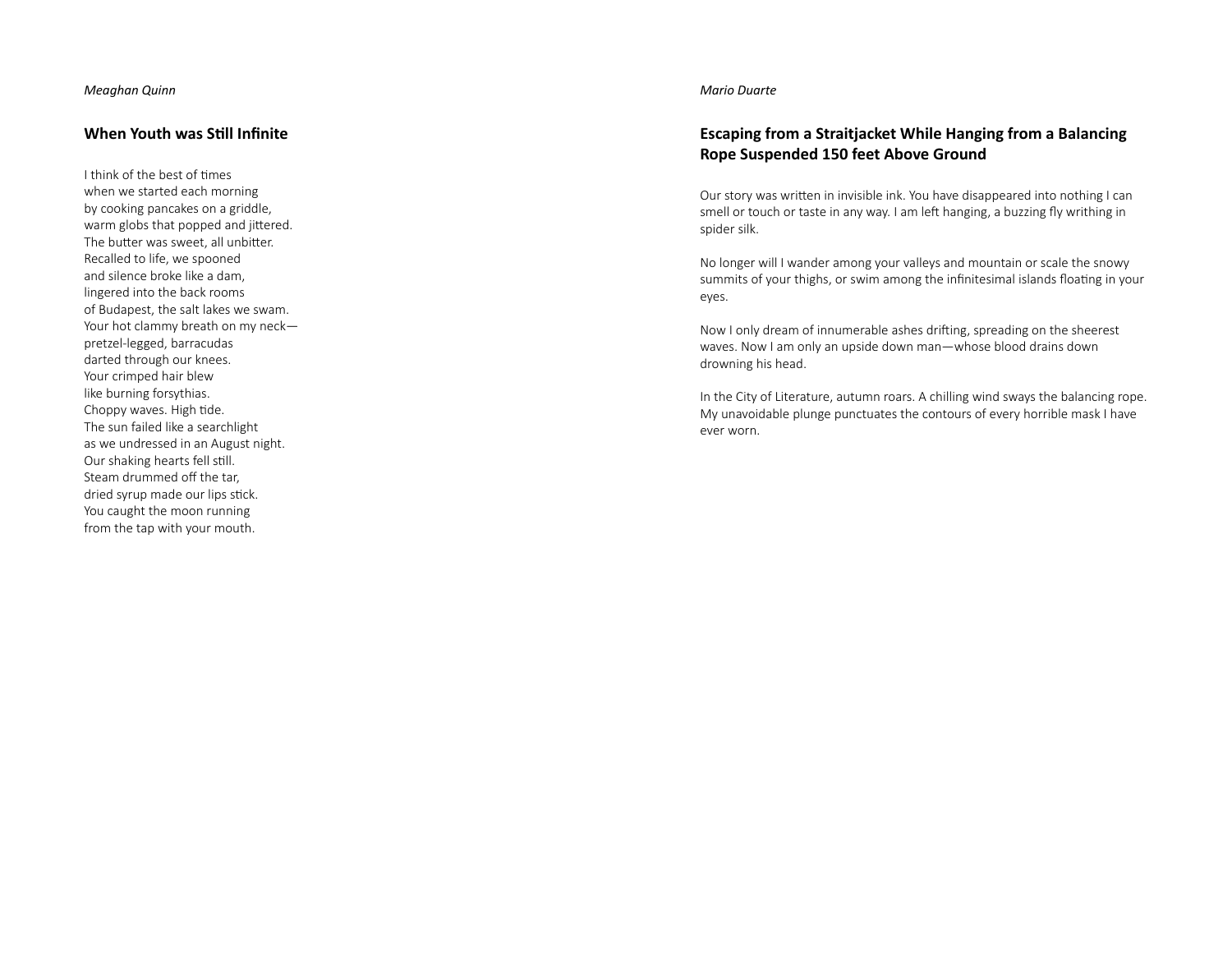*Meaghan Quinn*

## When Youth was Still Infinite

I think of the best of times  
when we started each morning  
by cooking pancakes on a griddle,  
warm globs that popped and jittered.  
The butter was sweet, all unbitter.  
Recalled to life, we spooned  
and silence broke like a dam,  
lingered into the back rooms  
of Budapest, the salt lakes we swam.  
Your hot clammy breath on my neck—  
pretzel-legged, barracudas  
darted through our knees.  
Your crimped hair blew  
like burning forsythias.  
Choppy waves. High tide.  
The sun failed like a searchlight  
as we undressed in an August night.  
Our shaking hearts fell still.  
Steam drummed off the tar,  
dried syrup made our lips stick.  
You caught the moon running  
from the tap with your mouth.

*Mario Duarte*

## Escaping from a Straitjacket While Hanging from a Balancing Rope Suspended 150 feet Above Ground

Our story was written in invisible ink. You have disappeared into nothing I can smell or touch or taste in any way. I am left hanging, a buzzing fly writhing in spider silk.

No longer will I wander among your valleys and mountain or scale the snowy summits of your thighs, or swim among the infinitesimal islands floating in your eyes.

Now I only dream of innumerable ashes drifting, spreading on the sheerest waves. Now I am only an upside down man—whose blood drains down drowning his head.

In the City of Literature, autumn roars. A chilling wind sways the balancing rope. My unavoidable plunge punctuates the contours of every horrible mask I have ever worn.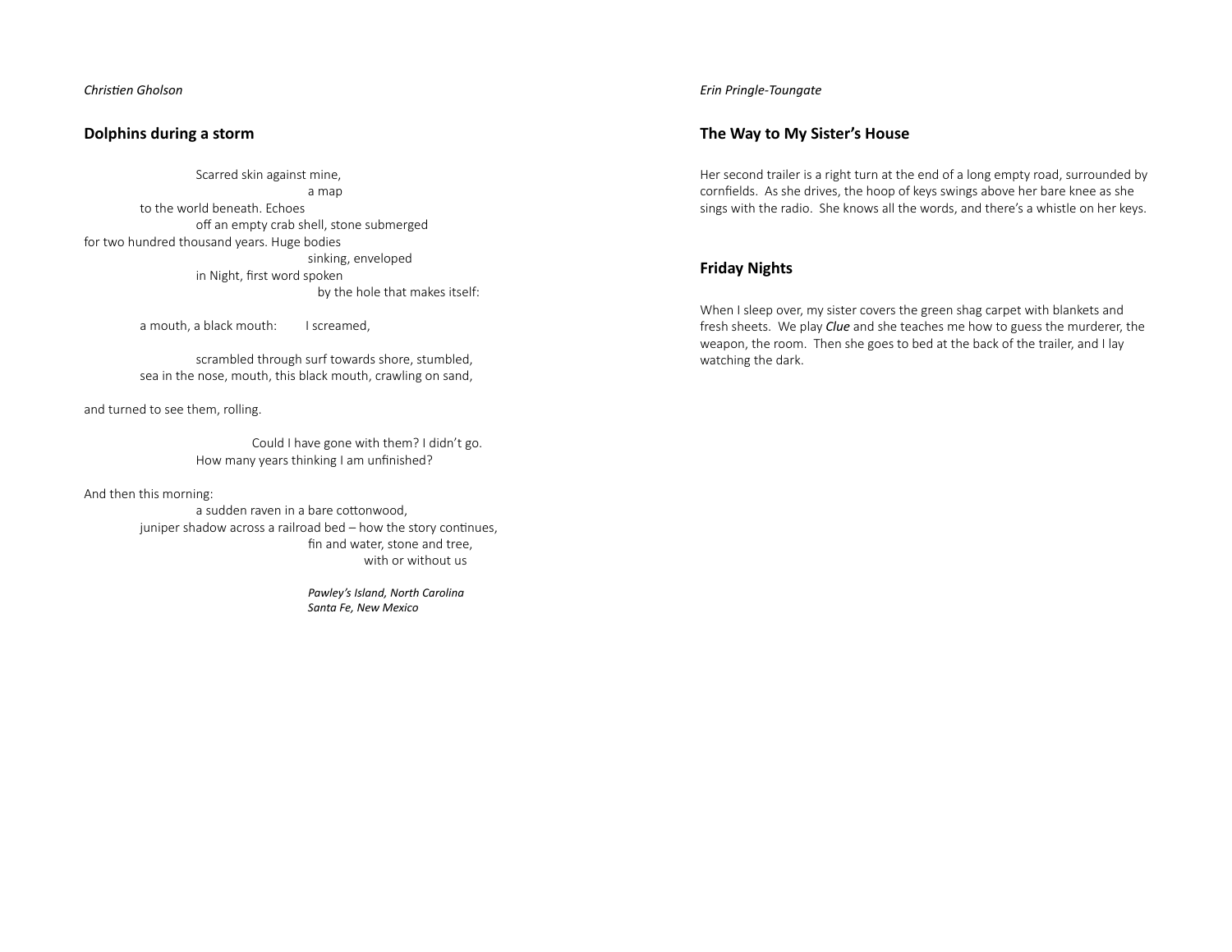*Christien Gholson*

## Dolphins during a storm

Scarred skin against mine,
a map
to the world beneath. Echoes
off an empty crab shell, stone submerged
for two hundred thousand years. Huge bodies
sinking, enveloped
in Night, first word spoken
by the hole that makes itself:

a mouth, a black mouth:     I screamed,

scrambled through surf towards shore, stumbled,
sea in the nose, mouth, this black mouth, crawling on sand,

and turned to see them, rolling.

Could I have gone with them? I didn't go.
How many years thinking I am unfinished?

And then this morning:
a sudden raven in a bare cottonwood,
juniper shadow across a railroad bed – how the story continues,
fin and water, stone and tree,
with or without us

*Pawley's Island, North Carolina*
*Santa Fe, New Mexico*

*Erin Pringle-Toungate*

## The Way to My Sister's House

Her second trailer is a right turn at the end of a long empty road, surrounded by cornfields. As she drives, the hoop of keys swings above her bare knee as she sings with the radio. She knows all the words, and there's a whistle on her keys.

## Friday Nights

When I sleep over, my sister covers the green shag carpet with blankets and fresh sheets. We play ***Clue*** and she teaches me how to guess the murderer, the weapon, the room. Then she goes to bed at the back of the trailer, and I lay watching the dark.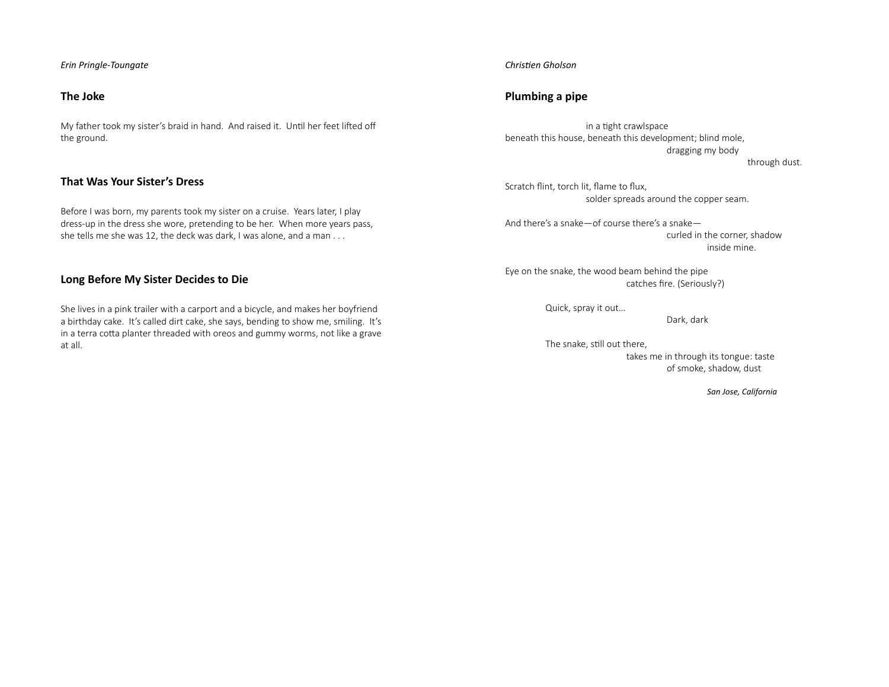*Erin Pringle-Toungate*

## The Joke

My father took my sister's braid in hand. And raised it. Until her feet lifted off the ground.

## That Was Your Sister's Dress

Before I was born, my parents took my sister on a cruise. Years later, I play dress-up in the dress she wore, pretending to be her. When more years pass, she tells me she was 12, the deck was dark, I was alone, and a man . . .

## Long Before My Sister Decides to Die

She lives in a pink trailer with a carport and a bicycle, and makes her boyfriend a birthday cake. It's called dirt cake, she says, bending to show me, smiling. It's in a terra cotta planter threaded with oreos and gummy worms, not like a grave at all.

*Christien Gholson*

## Plumbing a pipe

in a tight crawlspace  
beneath this house, beneath this development; blind mole,  
dragging my body  
through dust.

Scratch flint, torch lit, flame to flux,  
solder spreads around the copper seam.

And there's a snake—of course there's a snake—  
curled in the corner, shadow  
inside mine.

Eye on the snake, the wood beam behind the pipe  
catches fire. (Seriously?)

Quick, spray it out…  
Dark, dark

The snake, still out there,  
takes me in through its tongue: taste  
of smoke, shadow, dust

***San Jose, California***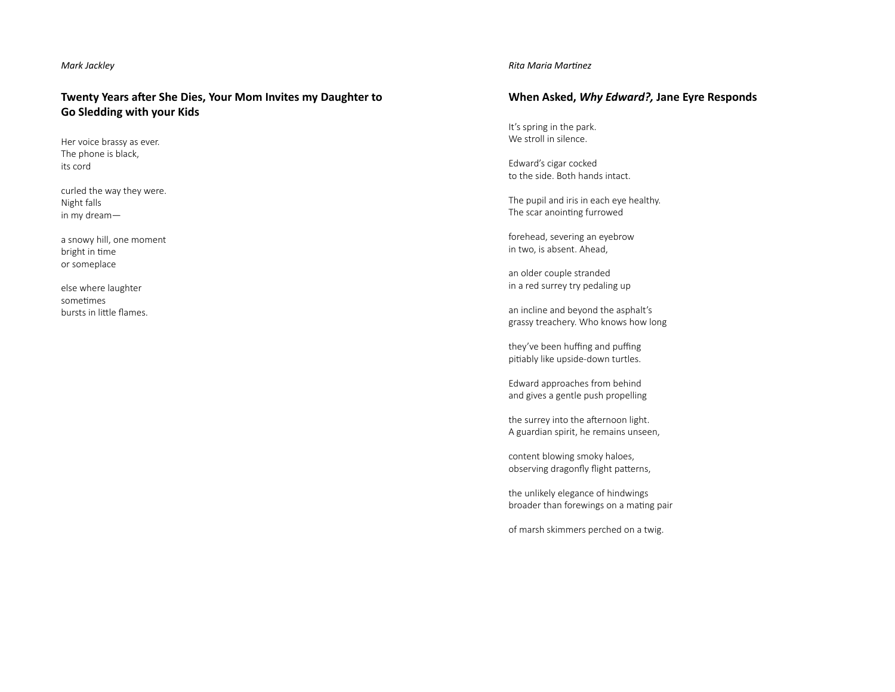*Mark Jackley*

## Twenty Years after She Dies, Your Mom Invites my Daughter to Go Sledding with your Kids

Her voice brassy as ever.  
The phone is black,  
its cord

curled the way they were.  
Night falls  
in my dream—

a snowy hill, one moment  
bright in time  
or someplace

else where laughter  
sometimes  
bursts in little flames.

*Rita Maria Martinez*

## When Asked, *Why Edward?,* Jane Eyre Responds

It's spring in the park.  
We stroll in silence.

Edward's cigar cocked  
to the side. Both hands intact.

The pupil and iris in each eye healthy.  
The scar anointing furrowed

forehead, severing an eyebrow  
in two, is absent. Ahead,

an older couple stranded  
in a red surrey try pedaling up

an incline and beyond the asphalt's  
grassy treachery. Who knows how long

they've been huffing and puffing  
pitiably like upside-down turtles.

Edward approaches from behind  
and gives a gentle push propelling

the surrey into the afternoon light.  
A guardian spirit, he remains unseen,

content blowing smoky haloes,  
observing dragonfly flight patterns,

the unlikely elegance of hindwings  
broader than forewings on a mating pair

of marsh skimmers perched on a twig.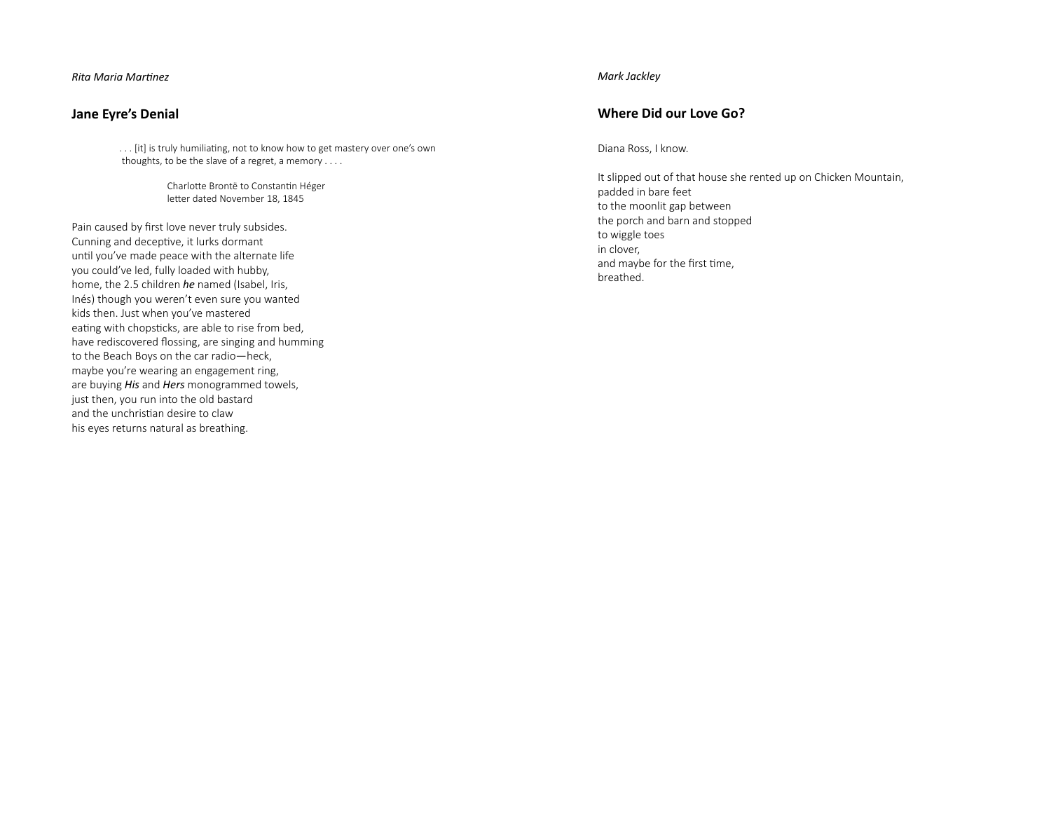*Rita Maria Martinez*

## Jane Eyre's Denial

> . . . [it] is truly humiliating, not to know how to get mastery over one's own thoughts, to be the slave of a regret, a memory . . . .
>
> Charlotte Brontë to Constantin Héger
> letter dated November 18, 1845

Pain caused by first love never truly subsides.
Cunning and deceptive, it lurks dormant
until you've made peace with the alternate life
you could've led, fully loaded with hubby,
home, the 2.5 children ***he*** named (Isabel, Iris,
Inés) though you weren't even sure you wanted
kids then. Just when you've mastered
eating with chopsticks, are able to rise from bed,
have rediscovered flossing, are singing and humming
to the Beach Boys on the car radio—heck,
maybe you're wearing an engagement ring,
are buying ***His*** and ***Hers*** monogrammed towels,
just then, you run into the old bastard
and the unchristian desire to claw
his eyes returns natural as breathing.

*Mark Jackley*

## Where Did our Love Go?

Diana Ross, I know.

It slipped out of that house she rented up on Chicken Mountain,
padded in bare feet
to the moonlit gap between
the porch and barn and stopped
to wiggle toes
in clover,
and maybe for the first time,
breathed.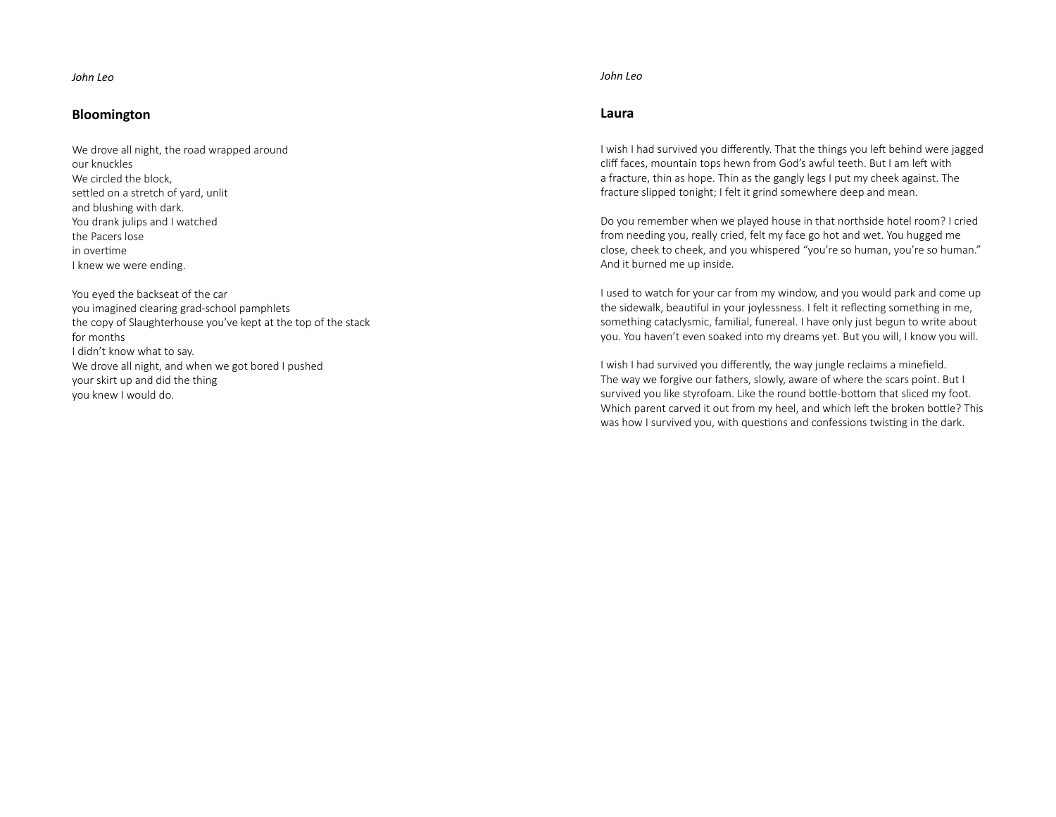*John Leo*

## Bloomington

We drove all night, the road wrapped around
our knuckles
We circled the block,
settled on a stretch of yard, unlit
and blushing with dark.
You drank julips and I watched
the Pacers lose
in overtime
I knew we were ending.

You eyed the backseat of the car
you imagined clearing grad-school pamphlets
the copy of Slaughterhouse you've kept at the top of the stack
for months
I didn't know what to say.
We drove all night, and when we got bored I pushed
your skirt up and did the thing
you knew I would do.

*John Leo*

## Laura

I wish I had survived you differently. That the things you left behind were jagged cliff faces, mountain tops hewn from God's awful teeth. But I am left with a fracture, thin as hope. Thin as the gangly legs I put my cheek against. The fracture slipped tonight; I felt it grind somewhere deep and mean.

Do you remember when we played house in that northside hotel room? I cried from needing you, really cried, felt my face go hot and wet. You hugged me close, cheek to cheek, and you whispered "you're so human, you're so human." And it burned me up inside.

I used to watch for your car from my window, and you would park and come up the sidewalk, beautiful in your joylessness. I felt it reflecting something in me, something cataclysmic, familial, funereal. I have only just begun to write about you. You haven't even soaked into my dreams yet. But you will, I know you will.

I wish I had survived you differently, the way jungle reclaims a minefield. The way we forgive our fathers, slowly, aware of where the scars point. But I survived you like styrofoam. Like the round bottle-bottom that sliced my foot. Which parent carved it out from my heel, and which left the broken bottle? This was how I survived you, with questions and confessions twisting in the dark.